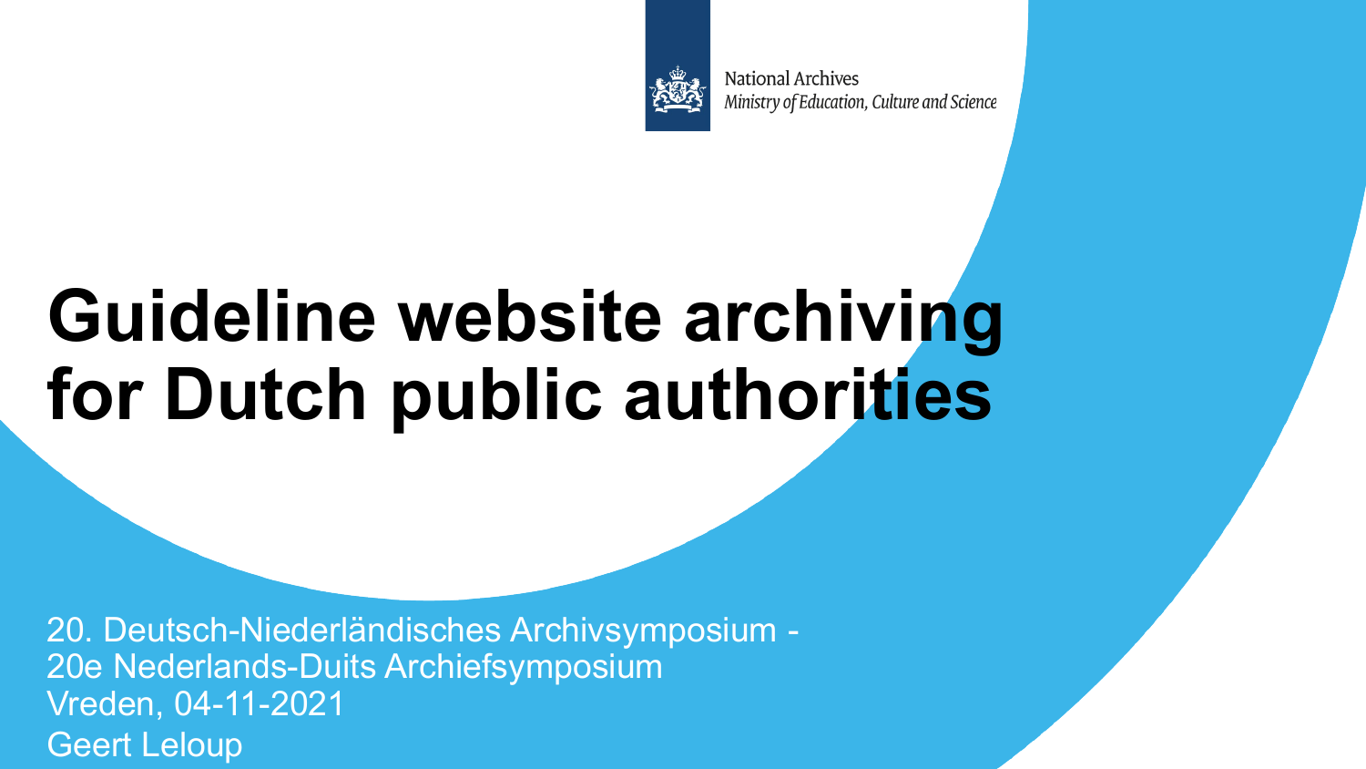National Archives
*Ministry of Education, Culture and Science*

# Guideline website archiving for Dutch public authorities

20. Deutsch-Niederländisches Archivsymposium -
20e Nederlands-Duits Archiefsymposium
Vreden, 04-11-2021
Geert Leloup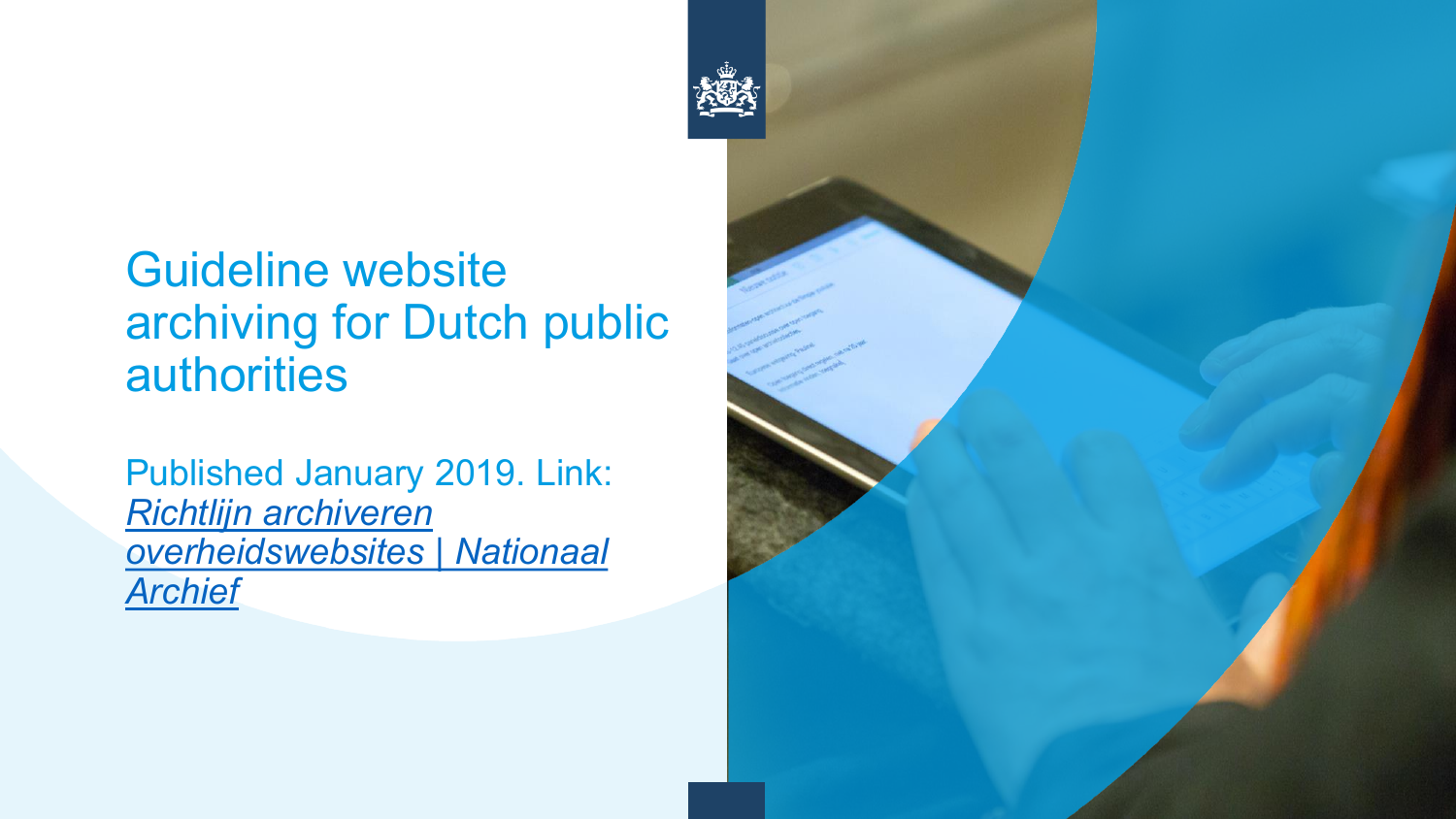# Guideline website archiving for Dutch public authorities

Published January 2019. Link: *Richtlijn archiveren overheidswebsites | Nationaal Archief*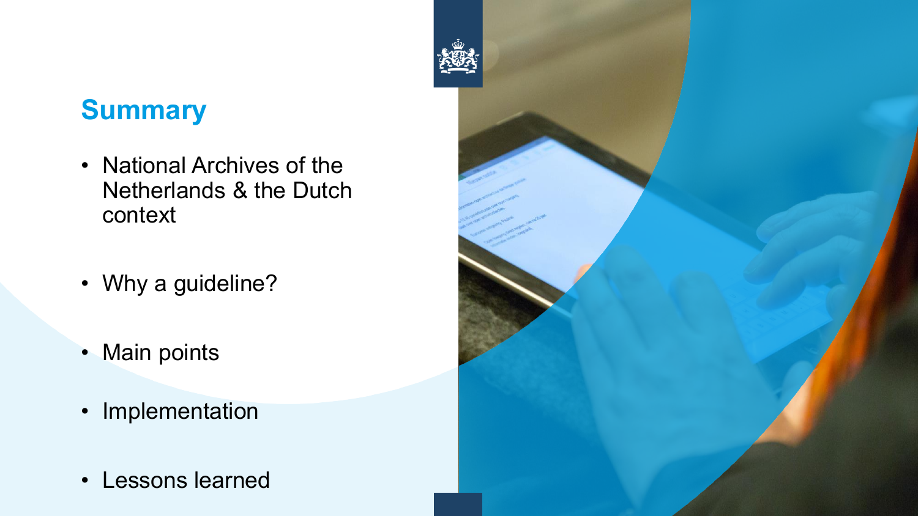## Summary

- National Archives of the Netherlands & the Dutch context
- Why a guideline?
- Main points
- Implementation
- Lessons learned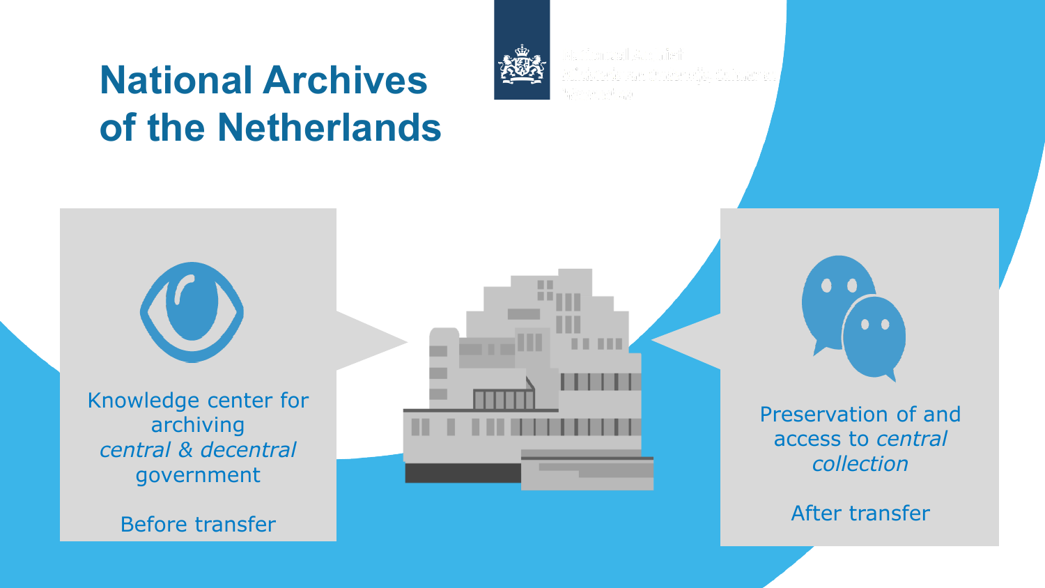# National Archives of the Netherlands

Knowledge center for archiving *central & decentral* government

Before transfer

Preservation of and access to *central collection*

After transfer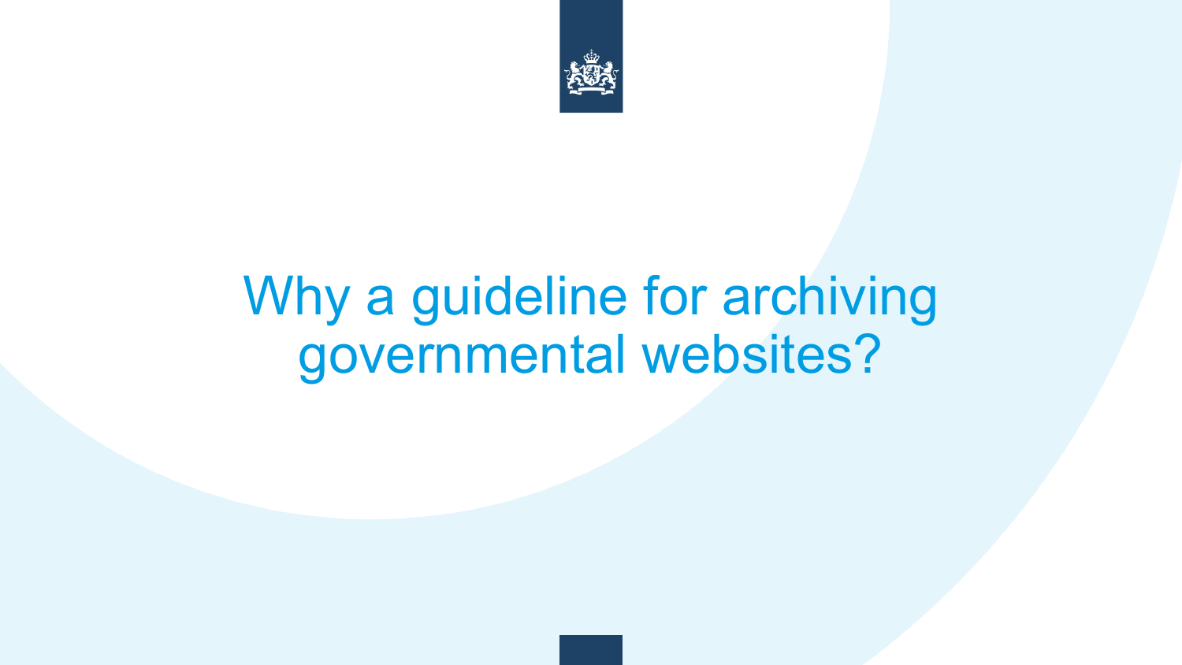# Why a guideline for archiving governmental websites?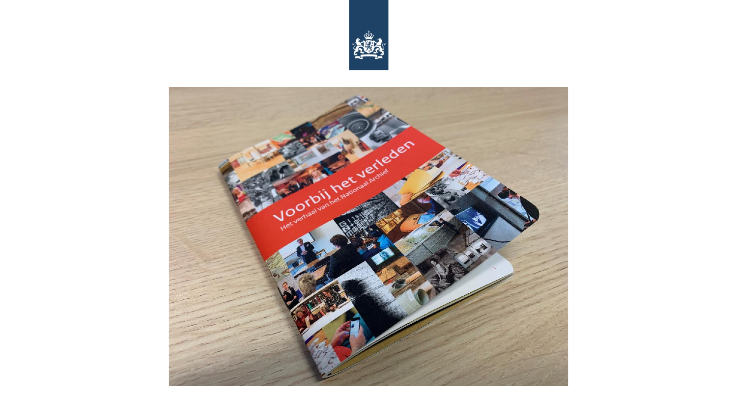Voorbij het verleden

Het verhaal van het Nationaal Archief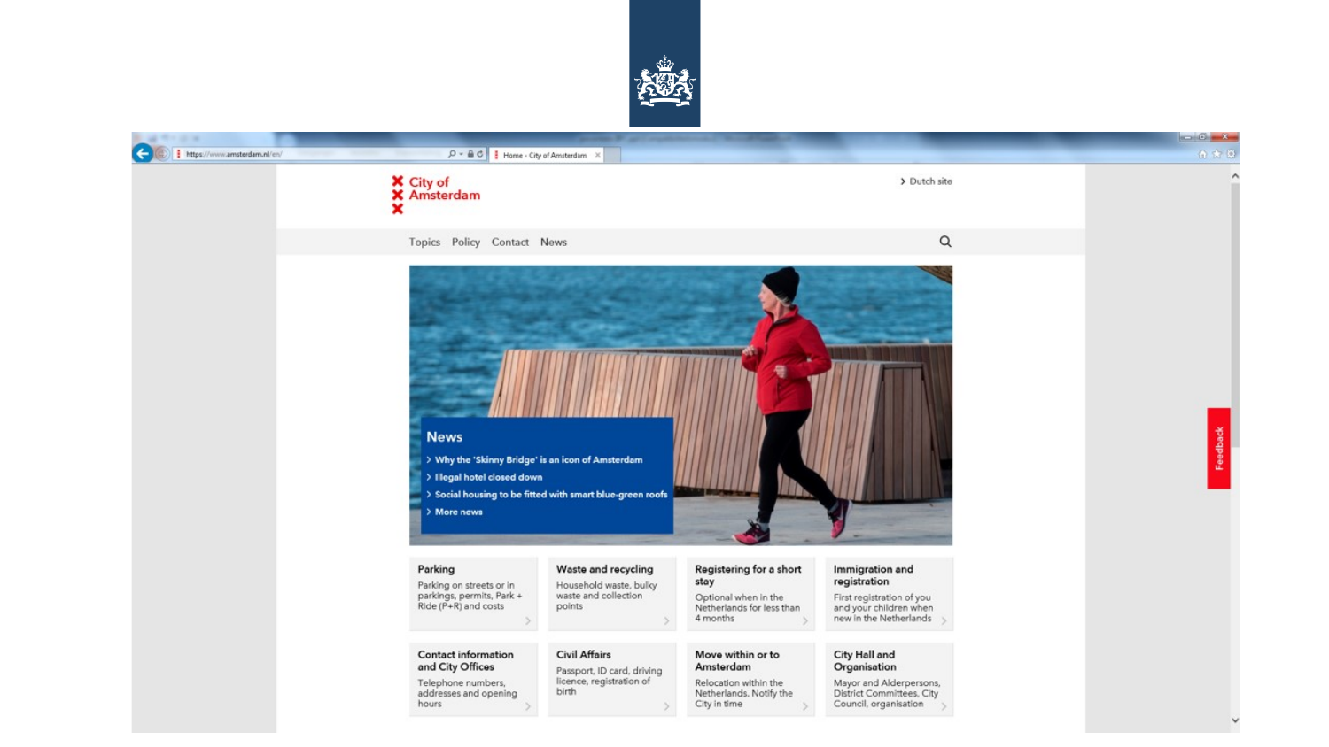City of Amsterdam

Dutch site

Topics Policy Contact News

## News

- Why the 'Skinny Bridge' is an icon of Amsterdam
- Illegal hotel closed down
- Social housing to be fitted with smart blue-green roofs
- More news

**Parking**
Parking on streets or in parkings, permits, Park + Ride (P+R) and costs

**Waste and recycling**
Household waste, bulky waste and collection points

**Registering for a short stay**
Optional when in the Netherlands for less than 4 months

**Immigration and registration**
First registration of you and your children when new in the Netherlands

**Contact information and City Offices**
Telephone numbers, addresses and opening hours

**Civil Affairs**
Passport, ID card, driving licence, registration of birth

**Move within or to Amsterdam**
Relocation within the Netherlands. Notify the City in time

**City Hall and Organisation**
Mayor and Alderpersons, District Committees, City Council, organisation

Feedback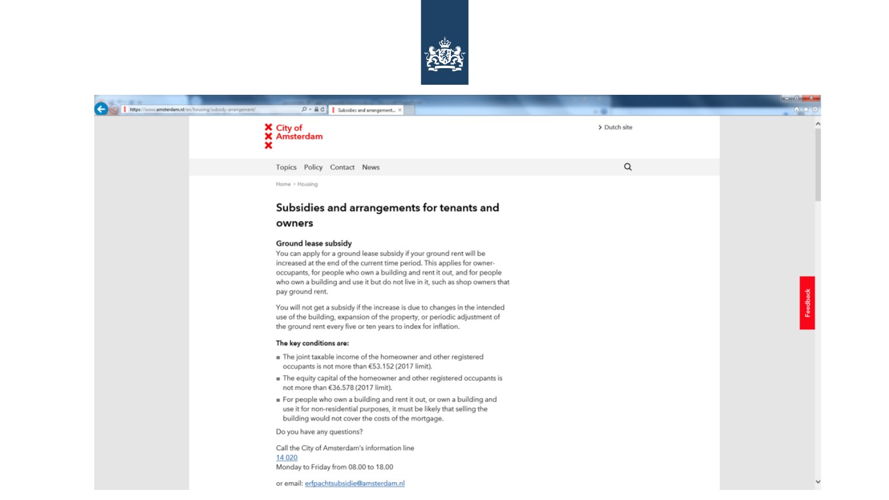City of Amsterdam

Dutch site

Topics Policy Contact News

Home › Housing

# Subsidies and arrangements for tenants and owners

## Ground lease subsidy

You can apply for a ground lease subsidy if your ground rent will be increased at the end of the current time period. This applies for owner-occupants, for people who own a building and rent it out, and for people who own a building and use it but do not live in it, such as shop owners that pay ground rent.

You will not get a subsidy if the increase is due to changes in the intended use of the building, expansion of the property, or periodic adjustment of the ground rent every five or ten years to index for inflation.

**The key conditions are:**

- The joint taxable income of the homeowner and other registered occupants is not more than €53.152 (2017 limit).
- The equity capital of the homeowner and other registered occupants is not more than €36.578 (2017 limit).
- For people who own a building and rent it out, or own a building and use it for non-residential purposes, it must be likely that selling the building would not cover the costs of the mortgage.

Do you have any questions?

Call the City of Amsterdam's information line
14 020
Monday to Friday from 08.00 to 18.00

or email: erfpachtsubsidie@amsterdam.nl

Feedback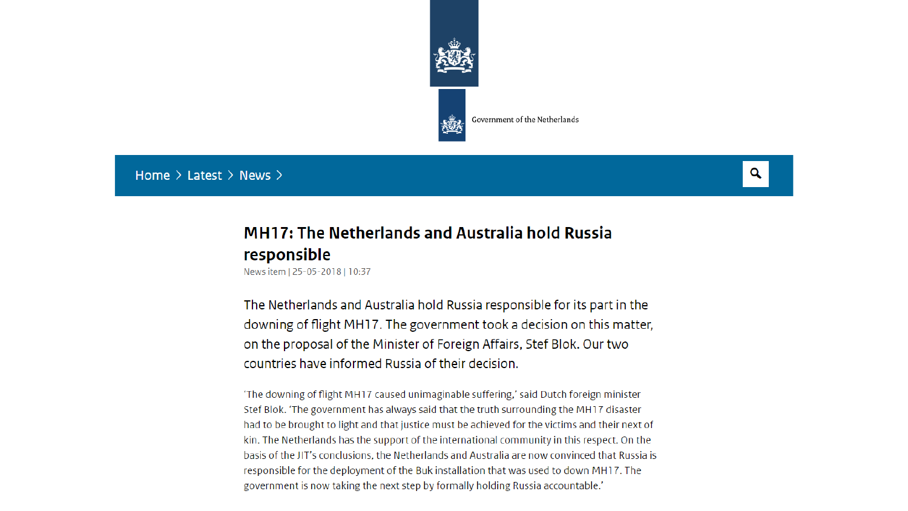Government of the Netherlands

Home > Latest > News >

# MH17: The Netherlands and Australia hold Russia responsible

News item | 25-05-2018 | 10:37

The Netherlands and Australia hold Russia responsible for its part in the downing of flight MH17. The government took a decision on this matter, on the proposal of the Minister of Foreign Affairs, Stef Blok. Our two countries have informed Russia of their decision.

'The downing of flight MH17 caused unimaginable suffering,' said Dutch foreign minister Stef Blok. 'The government has always said that the truth surrounding the MH17 disaster had to be brought to light and that justice must be achieved for the victims and their next of kin. The Netherlands has the support of the international community in this respect. On the basis of the JIT's conclusions, the Netherlands and Australia are now convinced that Russia is responsible for the deployment of the Buk installation that was used to down MH17. The government is now taking the next step by formally holding Russia accountable.'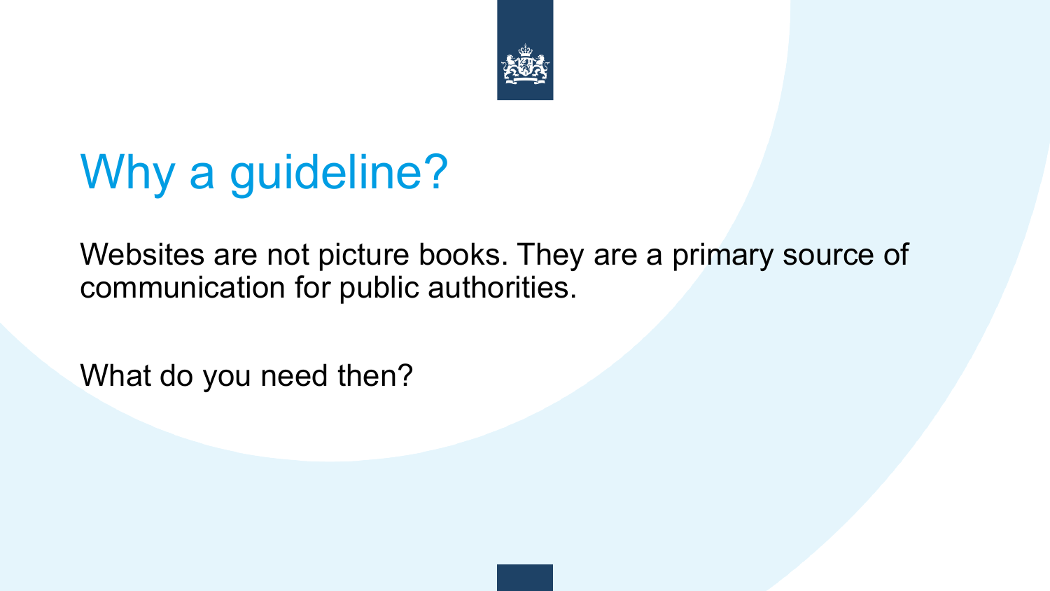# Why a guideline?

Websites are not picture books. They are a primary source of communication for public authorities.

What do you need then?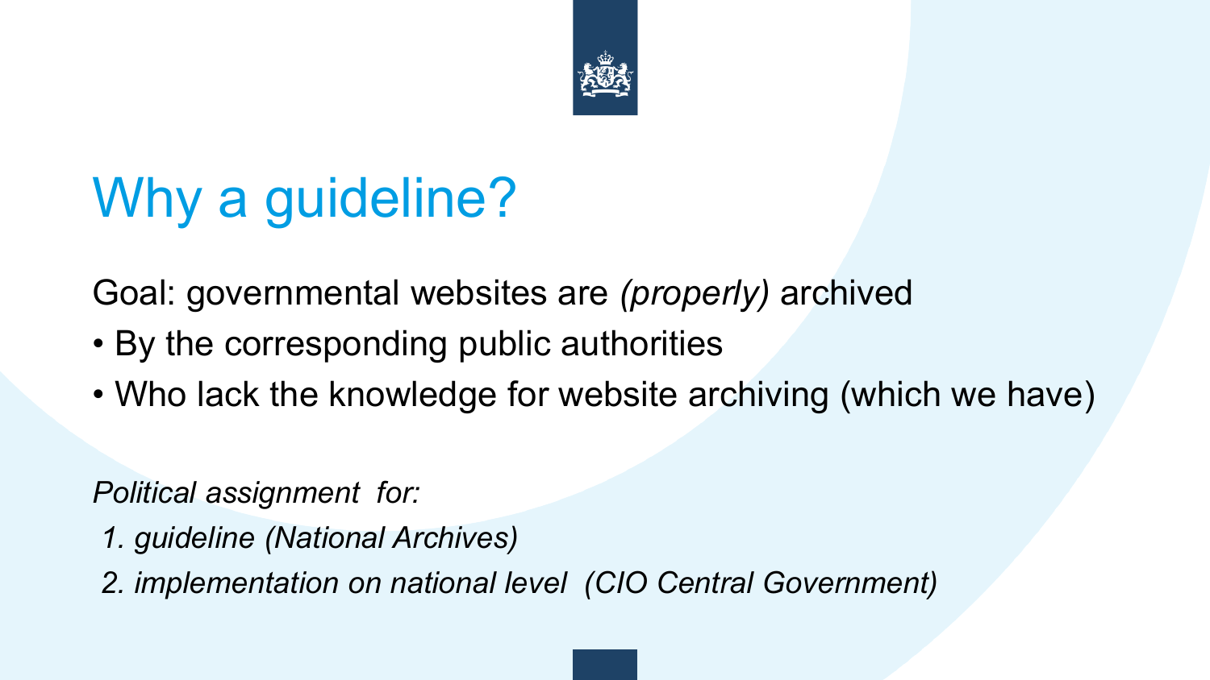# Why a guideline?

Goal: governmental websites are *(properly)* archived

- By the corresponding public authorities
- Who lack the knowledge for website archiving (which we have)

*Political assignment for:*

1. *guideline (National Archives)*
2. *implementation on national level (CIO Central Government)*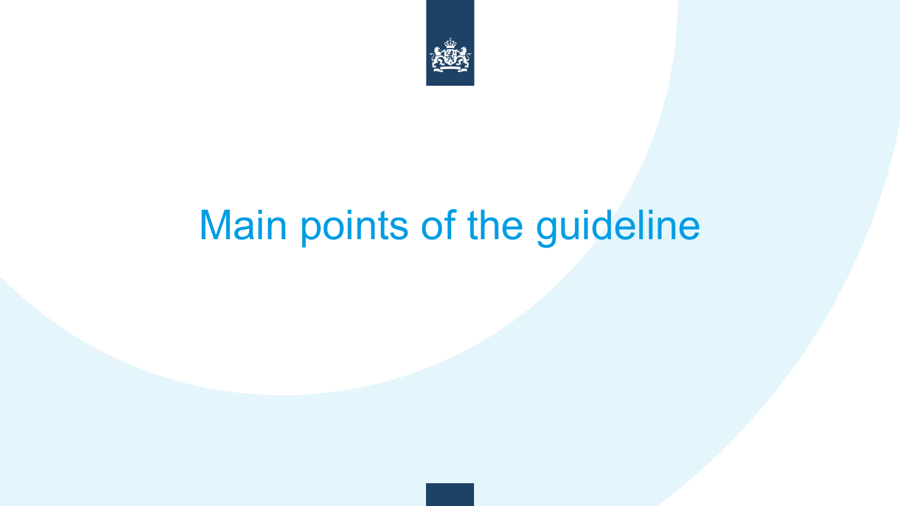# Main points of the guideline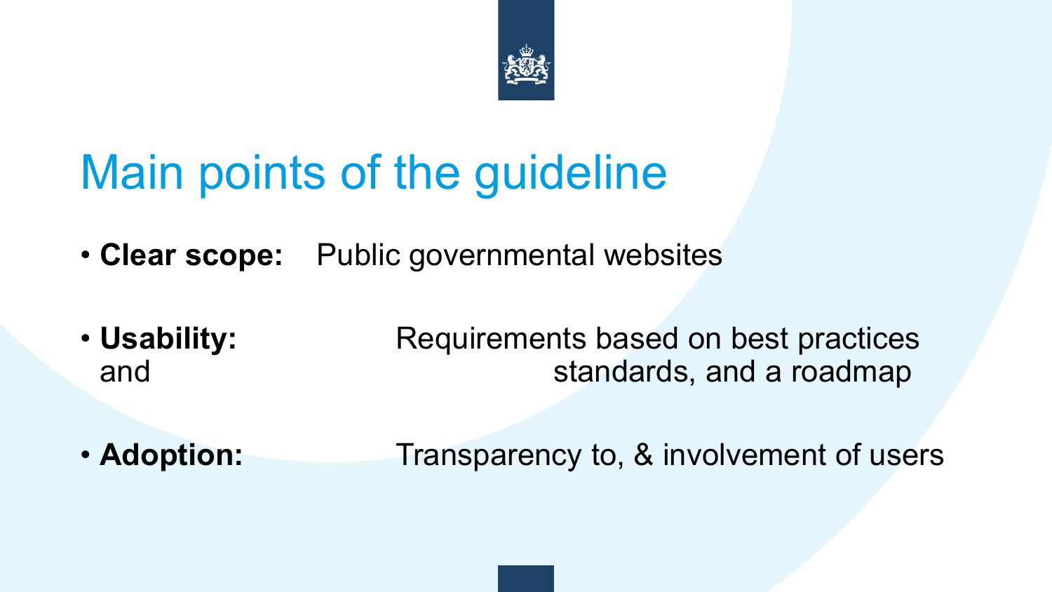# Main points of the guideline

- **Clear scope:** Public governmental websites
- **Usability:** Requirements based on best practices and standards, and a roadmap
- **Adoption:** Transparency to, & involvement of users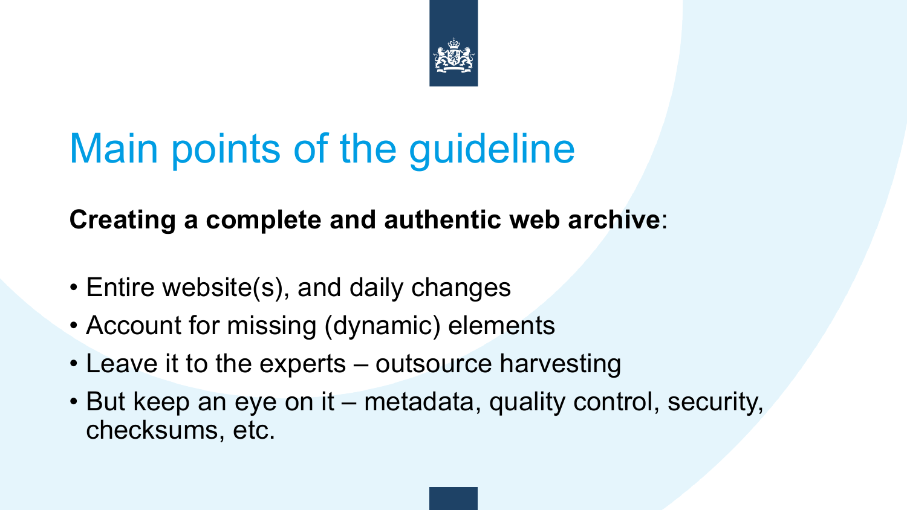# Main points of the guideline

**Creating a complete and authentic web archive**:

- Entire website(s), and daily changes
- Account for missing (dynamic) elements
- Leave it to the experts – outsource harvesting
- But keep an eye on it – metadata, quality control, security, checksums, etc.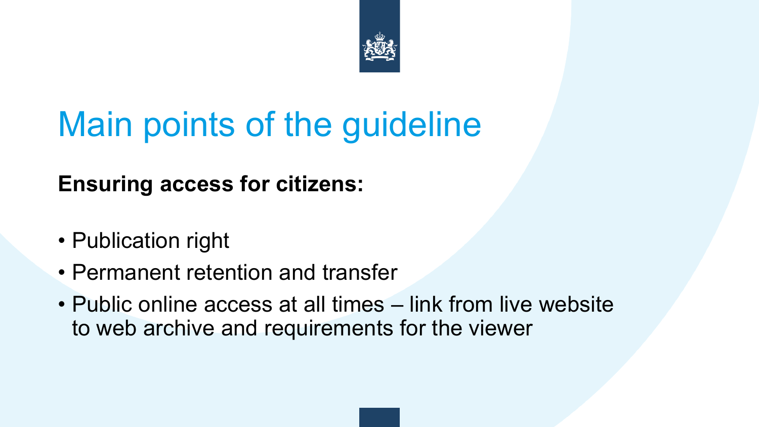# Main points of the guideline

**Ensuring access for citizens:**

- Publication right
- Permanent retention and transfer
- Public online access at all times – link from live website to web archive and requirements for the viewer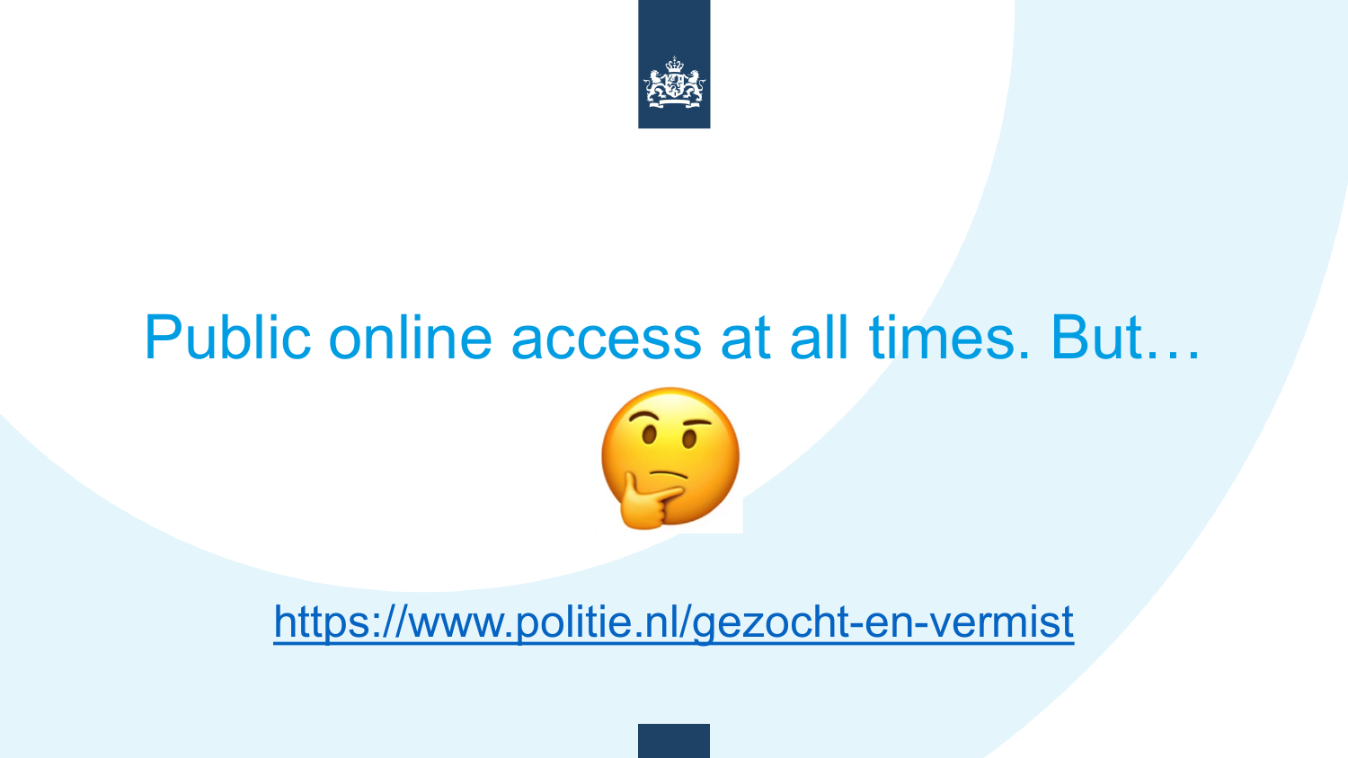# Public online access at all times. But…

🤔

https://www.politie.nl/gezocht-en-vermist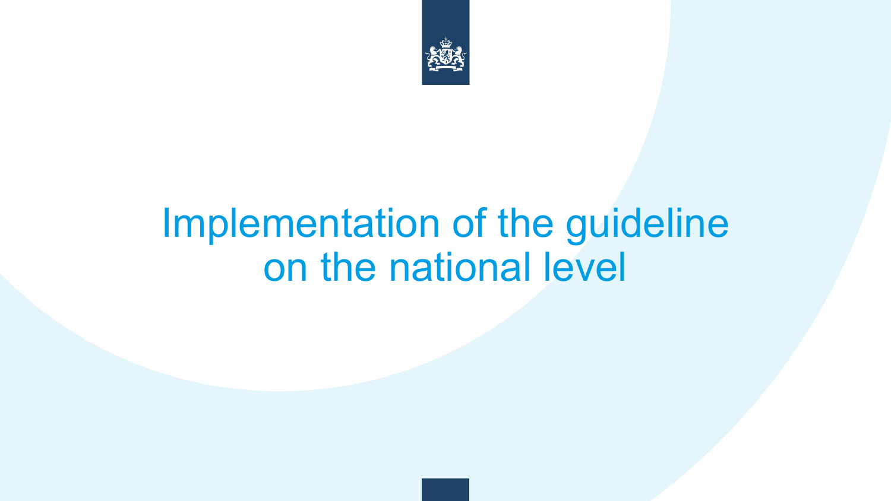# Implementation of the guideline on the national level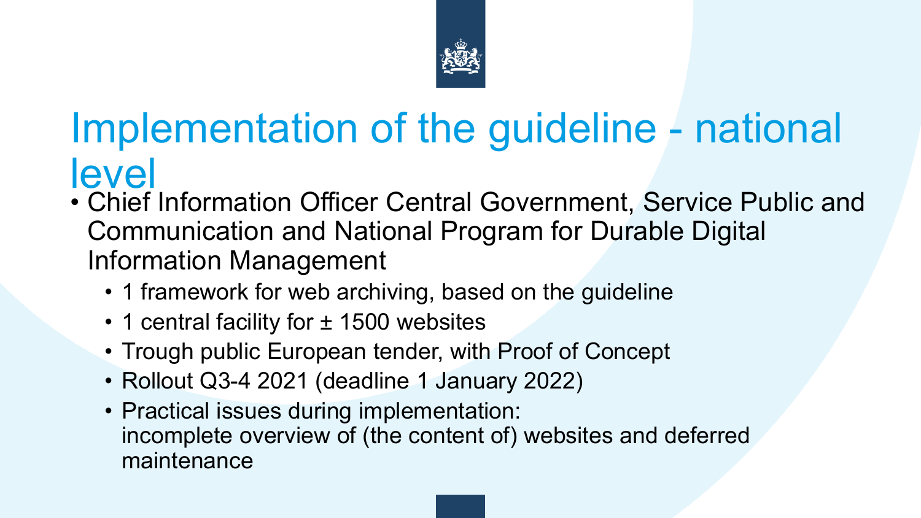# Implementation of the guideline - national level

- Chief Information Officer Central Government, Service Public and Communication and National Program for Durable Digital Information Management
  - 1 framework for web archiving, based on the guideline
  - 1 central facility for ± 1500 websites
  - Trough public European tender, with Proof of Concept
  - Rollout Q3-4 2021 (deadline 1 January 2022)
  - Practical issues during implementation:
    incomplete overview of (the content of) websites and deferred maintenance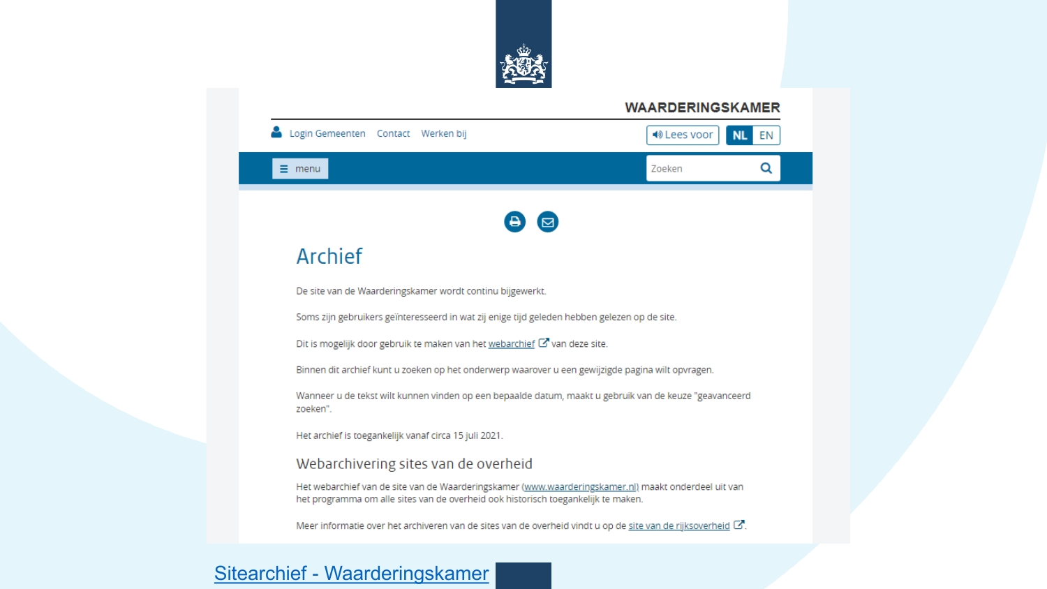WAARDERINGSKAMER

Login Gemeenten Contact Werken bij

Lees voor NL EN

menu

Zoeken

# Archief

De site van de Waarderingskamer wordt continu bijgewerkt.

Soms zijn gebruikers geïnteresseerd in wat zij enige tijd geleden hebben gelezen op de site.

Dit is mogelijk door gebruik te maken van het webarchief van deze site.

Binnen dit archief kunt u zoeken op het onderwerp waarover u een gewijzigde pagina wilt opvragen.

Wanneer u de tekst wilt kunnen vinden op een bepaalde datum, maakt u gebruik van de keuze "geavanceerd zoeken".

Het archief is toegankelijk vanaf circa 15 juli 2021.

## Webarchivering sites van de overheid

Het webarchief van de site van de Waarderingskamer (www.waarderingskamer.nl) maakt onderdeel uit van het programma om alle sites van de overheid ook historisch toegankelijk te maken.

Meer informatie over het archiveren van de sites van de overheid vindt u op de site van de rijksoverheid.

Sitearchief - Waarderingskamer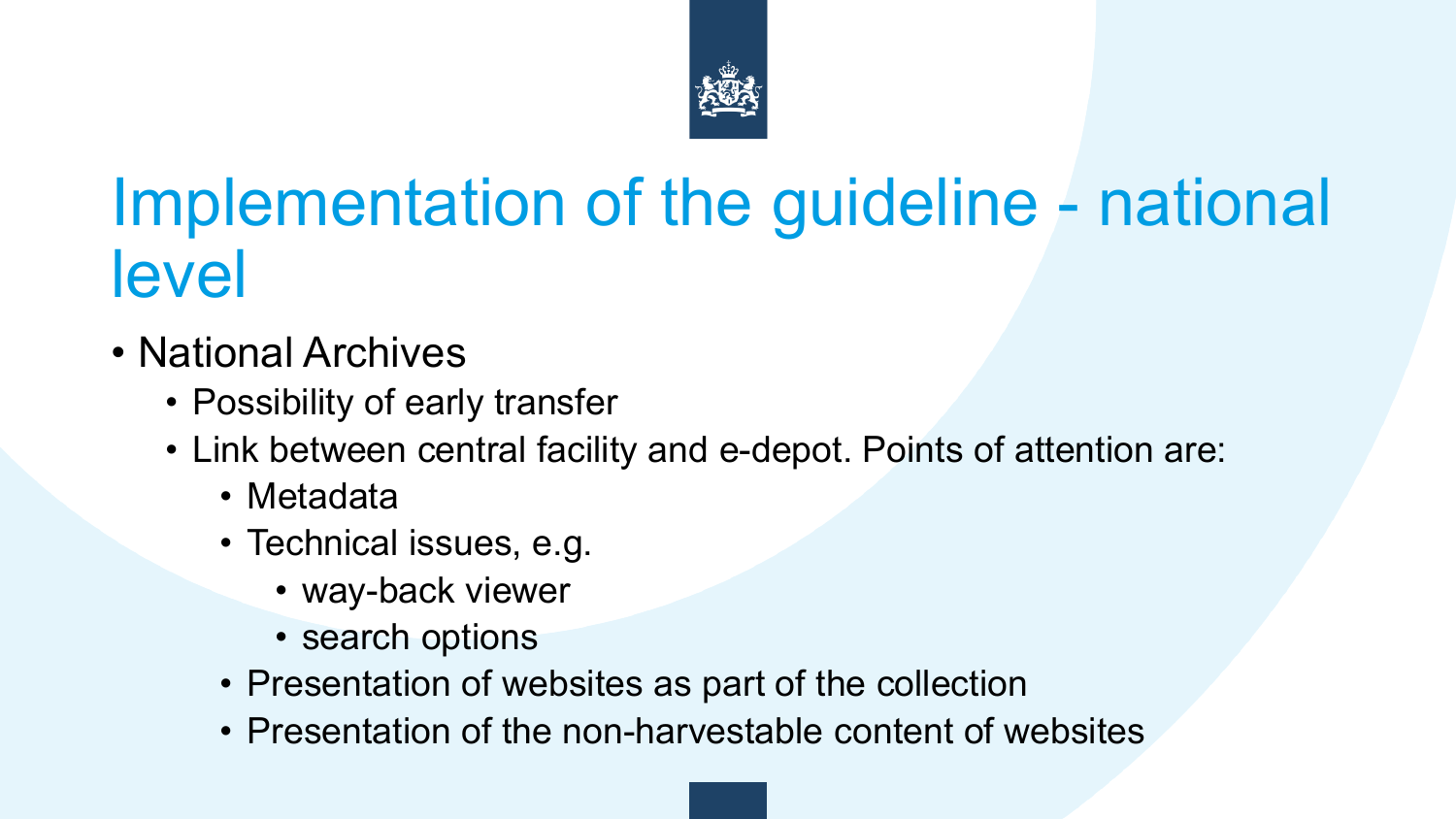# Implementation of the guideline - national level

- National Archives
  - Possibility of early transfer
  - Link between central facility and e-depot. Points of attention are:
    - Metadata
    - Technical issues, e.g.
      - way-back viewer
      - search options
    - Presentation of websites as part of the collection
    - Presentation of the non-harvestable content of websites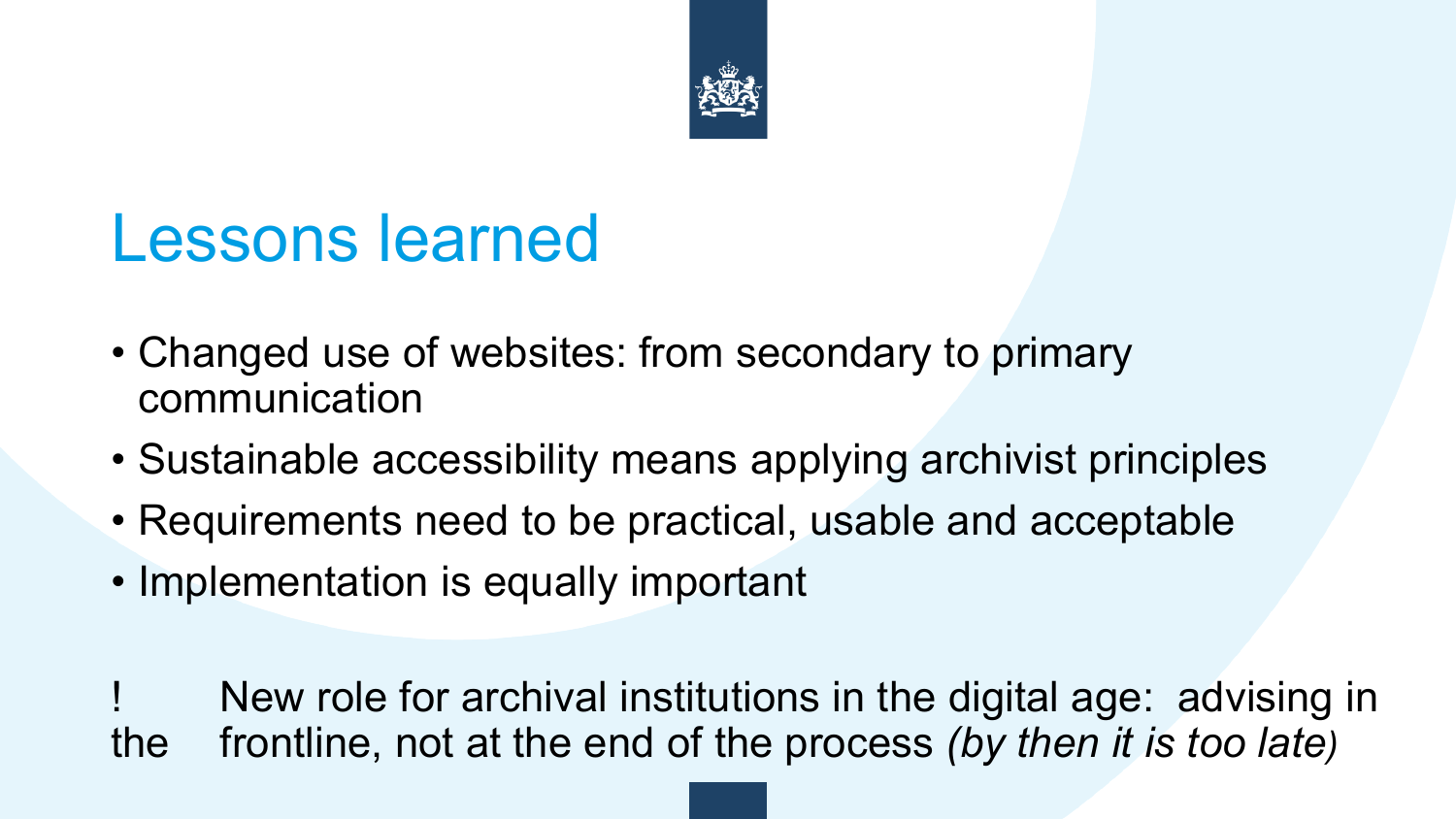# Lessons learned

- Changed use of websites: from secondary to primary communication
- Sustainable accessibility means applying archivist principles
- Requirements need to be practical, usable and acceptable
- Implementation is equally important

! New role for archival institutions in the digital age: advising in the frontline, not at the end of the process *(by then it is too late)*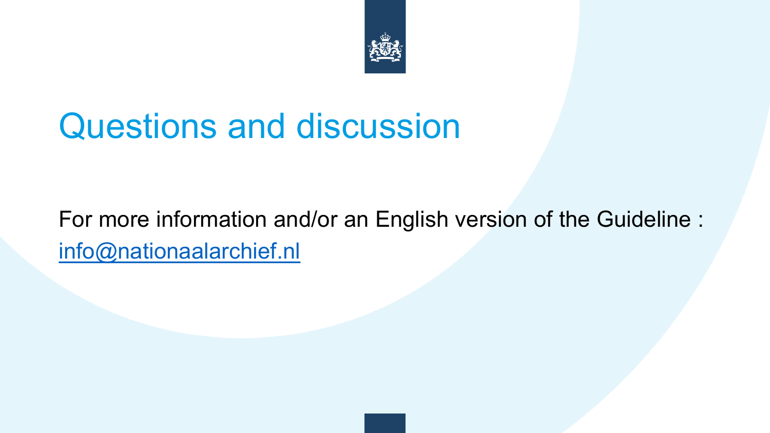# Questions and discussion

For more information and/or an English version of the Guideline :
info@nationaalarchief.nl